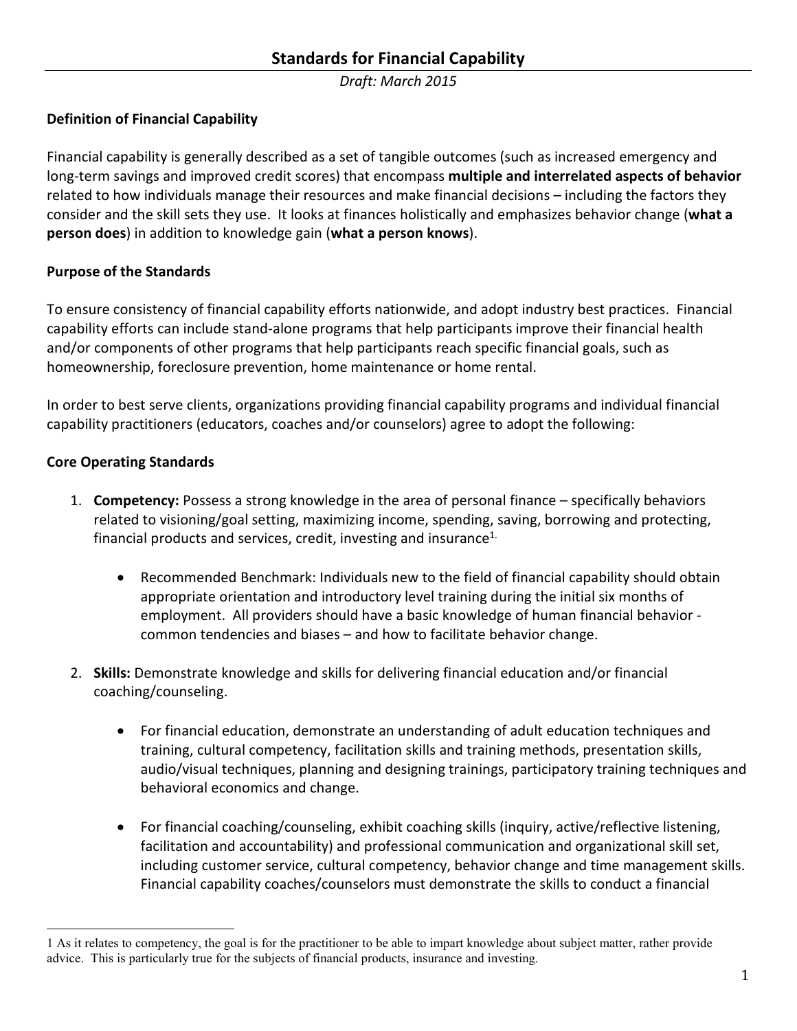# Standards for Financial Capability

*Draft: March 2015*

**Definition of Financial Capability**

Financial capability is generally described as a set of tangible outcomes (such as increased emergency and long-term savings and improved credit scores) that encompass **multiple and interrelated aspects of behavior** related to how individuals manage their resources and make financial decisions – including the factors they consider and the skill sets they use. It looks at finances holistically and emphasizes behavior change (**what a person does**) in addition to knowledge gain (**what a person knows**).

**Purpose of the Standards**

To ensure consistency of financial capability efforts nationwide, and adopt industry best practices. Financial capability efforts can include stand-alone programs that help participants improve their financial health and/or components of other programs that help participants reach specific financial goals, such as homeownership, foreclosure prevention, home maintenance or home rental.

In order to best serve clients, organizations providing financial capability programs and individual financial capability practitioners (educators, coaches and/or counselors) agree to adopt the following:

**Core Operating Standards**

1. **Competency:** Possess a strong knowledge in the area of personal finance – specifically behaviors related to visioning/goal setting, maximizing income, spending, saving, borrowing and protecting, financial products and services, credit, investing and insurance[1].

    - Recommended Benchmark: Individuals new to the field of financial capability should obtain appropriate orientation and introductory level training during the initial six months of employment. All providers should have a basic knowledge of human financial behavior - common tendencies and biases – and how to facilitate behavior change.

2. **Skills:** Demonstrate knowledge and skills for delivering financial education and/or financial coaching/counseling.

    - For financial education, demonstrate an understanding of adult education techniques and training, cultural competency, facilitation skills and training methods, presentation skills, audio/visual techniques, planning and designing trainings, participatory training techniques and behavioral economics and change.

    - For financial coaching/counseling, exhibit coaching skills (inquiry, active/reflective listening, facilitation and accountability) and professional communication and organizational skill set, including customer service, cultural competency, behavior change and time management skills. Financial capability coaches/counselors must demonstrate the skills to conduct a financial

---

1 As it relates to competency, the goal is for the practitioner to be able to impart knowledge about subject matter, rather provide advice. This is particularly true for the subjects of financial products, insurance and investing.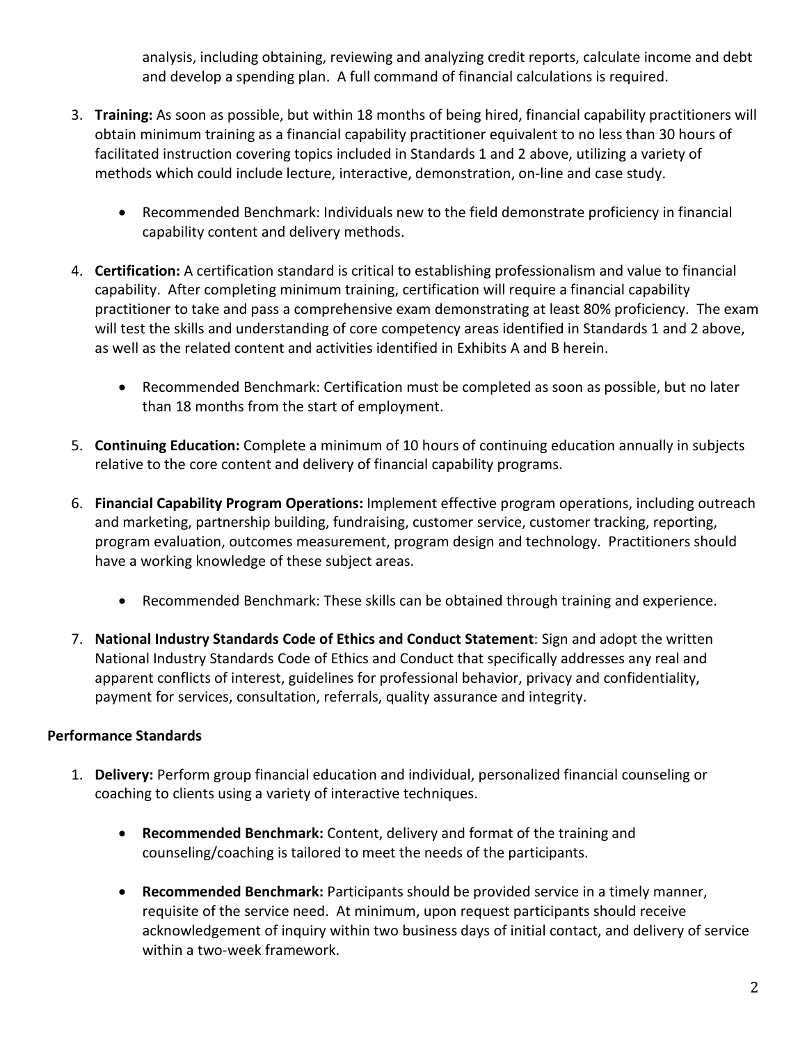analysis, including obtaining, reviewing and analyzing credit reports, calculate income and debt and develop a spending plan. A full command of financial calculations is required.

3. **Training:** As soon as possible, but within 18 months of being hired, financial capability practitioners will obtain minimum training as a financial capability practitioner equivalent to no less than 30 hours of facilitated instruction covering topics included in Standards 1 and 2 above, utilizing a variety of methods which could include lecture, interactive, demonstration, on-line and case study.

    - Recommended Benchmark: Individuals new to the field demonstrate proficiency in financial capability content and delivery methods.

4. **Certification:** A certification standard is critical to establishing professionalism and value to financial capability. After completing minimum training, certification will require a financial capability practitioner to take and pass a comprehensive exam demonstrating at least 80% proficiency. The exam will test the skills and understanding of core competency areas identified in Standards 1 and 2 above, as well as the related content and activities identified in Exhibits A and B herein.

    - Recommended Benchmark: Certification must be completed as soon as possible, but no later than 18 months from the start of employment.

5. **Continuing Education:** Complete a minimum of 10 hours of continuing education annually in subjects relative to the core content and delivery of financial capability programs.

6. **Financial Capability Program Operations:** Implement effective program operations, including outreach and marketing, partnership building, fundraising, customer service, customer tracking, reporting, program evaluation, outcomes measurement, program design and technology. Practitioners should have a working knowledge of these subject areas.

    - Recommended Benchmark: These skills can be obtained through training and experience.

7. **National Industry Standards Code of Ethics and Conduct Statement**: Sign and adopt the written National Industry Standards Code of Ethics and Conduct that specifically addresses any real and apparent conflicts of interest, guidelines for professional behavior, privacy and confidentiality, payment for services, consultation, referrals, quality assurance and integrity.

**Performance Standards**

1. **Delivery:** Perform group financial education and individual, personalized financial counseling or coaching to clients using a variety of interactive techniques.

    - **Recommended Benchmark:** Content, delivery and format of the training and counseling/coaching is tailored to meet the needs of the participants.

    - **Recommended Benchmark:** Participants should be provided service in a timely manner, requisite of the service need. At minimum, upon request participants should receive acknowledgement of inquiry within two business days of initial contact, and delivery of service within a two-week framework.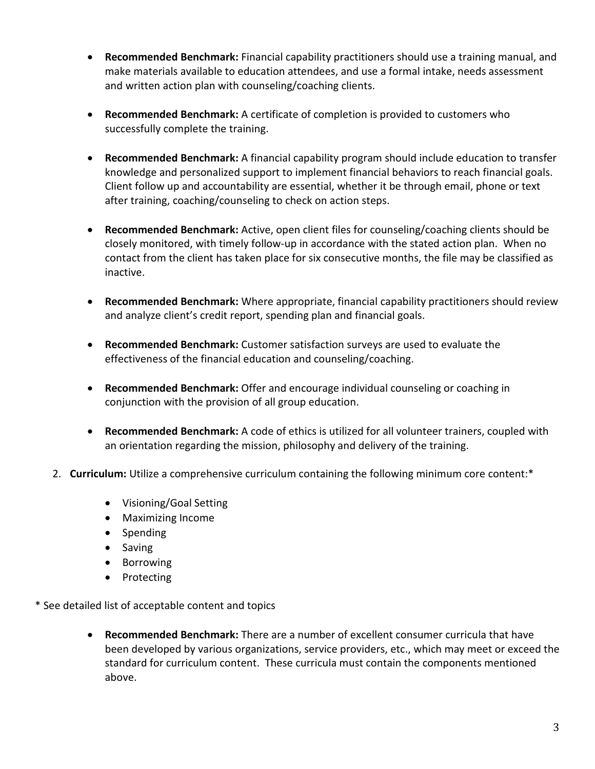- **Recommended Benchmark:** Financial capability practitioners should use a training manual, and make materials available to education attendees, and use a formal intake, needs assessment and written action plan with counseling/coaching clients.

- **Recommended Benchmark:** A certificate of completion is provided to customers who successfully complete the training.

- **Recommended Benchmark:** A financial capability program should include education to transfer knowledge and personalized support to implement financial behaviors to reach financial goals. Client follow up and accountability are essential, whether it be through email, phone or text after training, coaching/counseling to check on action steps.

- **Recommended Benchmark:** Active, open client files for counseling/coaching clients should be closely monitored, with timely follow-up in accordance with the stated action plan. When no contact from the client has taken place for six consecutive months, the file may be classified as inactive.

- **Recommended Benchmark:** Where appropriate, financial capability practitioners should review and analyze client's credit report, spending plan and financial goals.

- **Recommended Benchmark:** Customer satisfaction surveys are used to evaluate the effectiveness of the financial education and counseling/coaching.

- **Recommended Benchmark:** Offer and encourage individual counseling or coaching in conjunction with the provision of all group education.

- **Recommended Benchmark:** A code of ethics is utilized for all volunteer trainers, coupled with an orientation regarding the mission, philosophy and delivery of the training.

2. **Curriculum:** Utilize a comprehensive curriculum containing the following minimum core content:*

   - Visioning/Goal Setting
   - Maximizing Income
   - Spending
   - Saving
   - Borrowing
   - Protecting

* See detailed list of acceptable content and topics

- **Recommended Benchmark:** There are a number of excellent consumer curricula that have been developed by various organizations, service providers, etc., which may meet or exceed the standard for curriculum content. These curricula must contain the components mentioned above.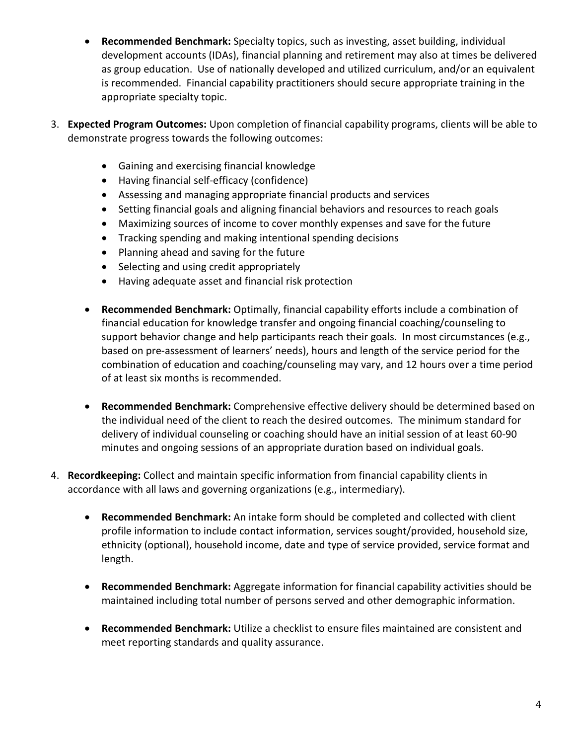- **Recommended Benchmark:** Specialty topics, such as investing, asset building, individual development accounts (IDAs), financial planning and retirement may also at times be delivered as group education. Use of nationally developed and utilized curriculum, and/or an equivalent is recommended. Financial capability practitioners should secure appropriate training in the appropriate specialty topic.

3. **Expected Program Outcomes:** Upon completion of financial capability programs, clients will be able to demonstrate progress towards the following outcomes:

   - Gaining and exercising financial knowledge
   - Having financial self-efficacy (confidence)
   - Assessing and managing appropriate financial products and services
   - Setting financial goals and aligning financial behaviors and resources to reach goals
   - Maximizing sources of income to cover monthly expenses and save for the future
   - Tracking spending and making intentional spending decisions
   - Planning ahead and saving for the future
   - Selecting and using credit appropriately
   - Having adequate asset and financial risk protection

   - **Recommended Benchmark:** Optimally, financial capability efforts include a combination of financial education for knowledge transfer and ongoing financial coaching/counseling to support behavior change and help participants reach their goals. In most circumstances (e.g., based on pre-assessment of learners' needs), hours and length of the service period for the combination of education and coaching/counseling may vary, and 12 hours over a time period of at least six months is recommended.

   - **Recommended Benchmark:** Comprehensive effective delivery should be determined based on the individual need of the client to reach the desired outcomes. The minimum standard for delivery of individual counseling or coaching should have an initial session of at least 60-90 minutes and ongoing sessions of an appropriate duration based on individual goals.

4. **Recordkeeping:** Collect and maintain specific information from financial capability clients in accordance with all laws and governing organizations (e.g., intermediary).

   - **Recommended Benchmark:** An intake form should be completed and collected with client profile information to include contact information, services sought/provided, household size, ethnicity (optional), household income, date and type of service provided, service format and length.

   - **Recommended Benchmark:** Aggregate information for financial capability activities should be maintained including total number of persons served and other demographic information.

   - **Recommended Benchmark:** Utilize a checklist to ensure files maintained are consistent and meet reporting standards and quality assurance.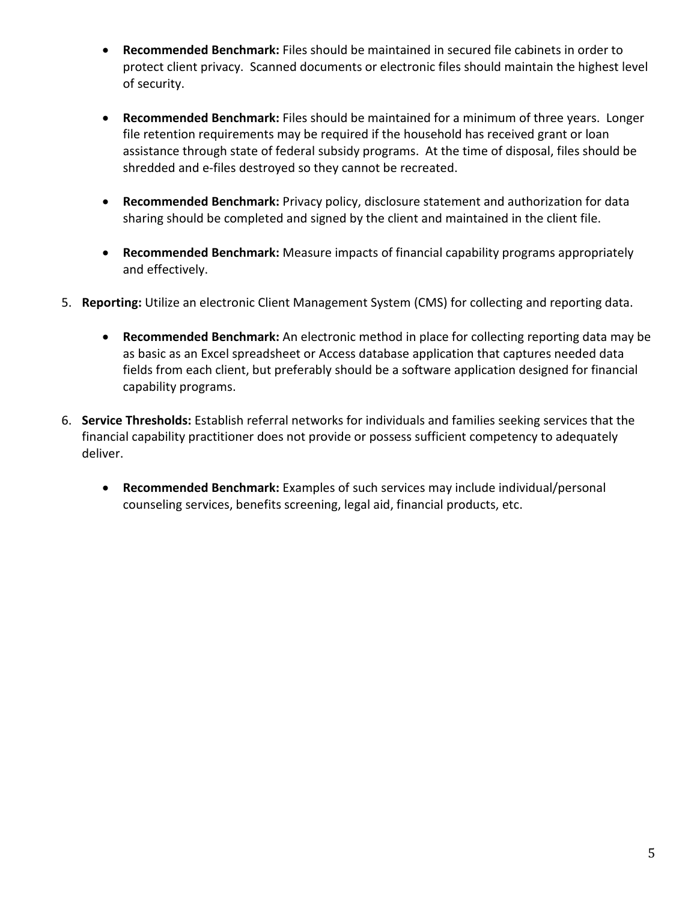- **Recommended Benchmark:** Files should be maintained in secured file cabinets in order to protect client privacy. Scanned documents or electronic files should maintain the highest level of security.

- **Recommended Benchmark:** Files should be maintained for a minimum of three years. Longer file retention requirements may be required if the household has received grant or loan assistance through state of federal subsidy programs. At the time of disposal, files should be shredded and e-files destroyed so they cannot be recreated.

- **Recommended Benchmark:** Privacy policy, disclosure statement and authorization for data sharing should be completed and signed by the client and maintained in the client file.

- **Recommended Benchmark:** Measure impacts of financial capability programs appropriately and effectively.

5. **Reporting:** Utilize an electronic Client Management System (CMS) for collecting and reporting data.

    - **Recommended Benchmark:** An electronic method in place for collecting reporting data may be as basic as an Excel spreadsheet or Access database application that captures needed data fields from each client, but preferably should be a software application designed for financial capability programs.

6. **Service Thresholds:** Establish referral networks for individuals and families seeking services that the financial capability practitioner does not provide or possess sufficient competency to adequately deliver.

    - **Recommended Benchmark:** Examples of such services may include individual/personal counseling services, benefits screening, legal aid, financial products, etc.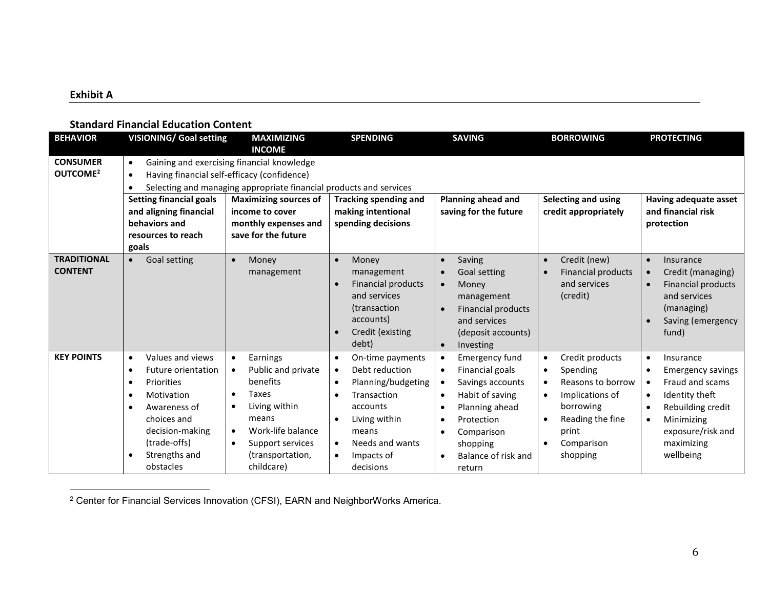## Exhibit A

### Standard Financial Education Content

| BEHAVIOR | VISIONING/ Goal setting | MAXIMIZING INCOME | SPENDING | SAVING | BORROWING | PROTECTING |
|---|---|---|---|---|---|---|
| **CONSUMER OUTCOME**[2] | • Gaining and exercising financial knowledge<br>• Having financial self-efficacy (confidence)<br>• Selecting and managing appropriate financial products and services | | | | | |
| | **Setting financial goals and aligning financial behaviors and resources to reach goals** | **Maximizing sources of income to cover monthly expenses and save for the future** | **Tracking spending and making intentional spending decisions** | **Planning ahead and saving for the future** | **Selecting and using credit appropriately** | **Having adequate asset and financial risk protection** |
| **TRADITIONAL CONTENT** | • Goal setting | • Money management | • Money management<br>• Financial products and services (transaction accounts)<br>• Credit (existing debt) | • Saving<br>• Goal setting<br>• Money management<br>• Financial products and services (deposit accounts)<br>• Investing | • Credit (new)<br>• Financial products and services (credit) | • Insurance<br>• Credit (managing)<br>• Financial products and services (managing)<br>• Saving (emergency fund) |
| **KEY POINTS** | • Values and views<br>• Future orientation<br>• Priorities<br>• Motivation<br>• Awareness of choices and decision-making (trade-offs)<br>• Strengths and obstacles | • Earnings<br>• Public and private benefits<br>• Taxes<br>• Living within means<br>• Work-life balance<br>• Support services (transportation, childcare) | • On-time payments<br>• Debt reduction<br>• Planning/budgeting<br>• Transaction accounts<br>• Living within means<br>• Needs and wants<br>• Impacts of decisions | • Emergency fund<br>• Financial goals<br>• Savings accounts<br>• Habit of saving<br>• Planning ahead<br>• Protection<br>• Comparison shopping<br>• Balance of risk and return | • Credit products<br>• Spending<br>• Reasons to borrow<br>• Implications of borrowing<br>• Reading the fine print<br>• Comparison shopping | • Insurance<br>• Emergency savings<br>• Fraud and scams<br>• Identity theft<br>• Rebuilding credit<br>• Minimizing exposure/risk and maximizing wellbeing |

[2] Center for Financial Services Innovation (CFSI), EARN and NeighborWorks America.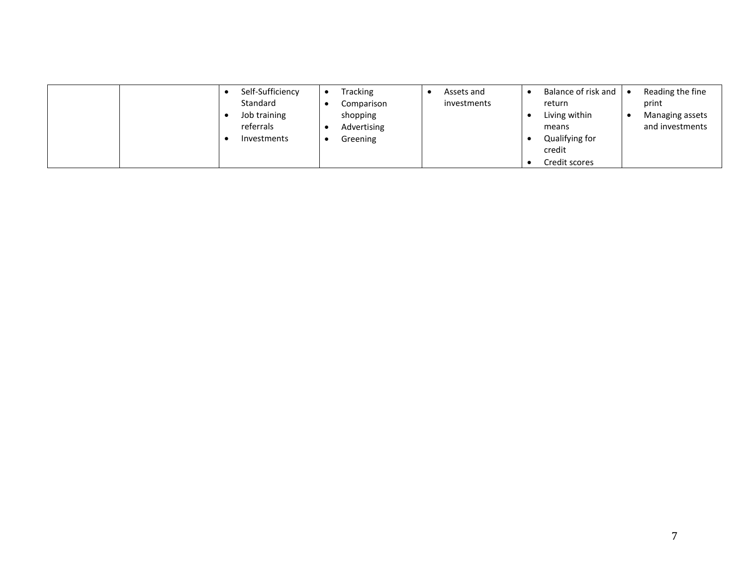| | | | | | | |
|---|---|---|---|---|---|---|
| | | • Self-Sufficiency Standard<br>• Job training referrals<br>• Investments | • Tracking<br>• Comparison shopping<br>• Advertising<br>• Greening | • Assets and investments | • Balance of risk and return<br>• Living within means<br>• Qualifying for credit<br>• Credit scores | • Reading the fine print<br>• Managing assets and investments |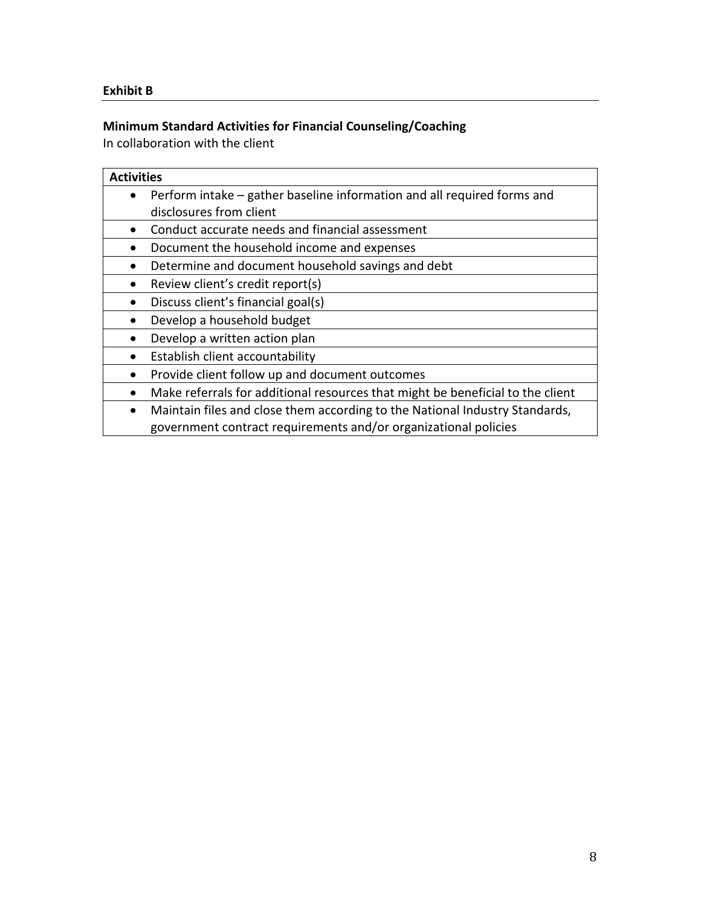**Exhibit B**

**Minimum Standard Activities for Financial Counseling/Coaching**

In collaboration with the client

| Activities |
|---|
| • Perform intake – gather baseline information and all required forms and disclosures from client |
| • Conduct accurate needs and financial assessment |
| • Document the household income and expenses |
| • Determine and document household savings and debt |
| • Review client's credit report(s) |
| • Discuss client's financial goal(s) |
| • Develop a household budget |
| • Develop a written action plan |
| • Establish client accountability |
| • Provide client follow up and document outcomes |
| • Make referrals for additional resources that might be beneficial to the client |
| • Maintain files and close them according to the National Industry Standards, government contract requirements and/or organizational policies |